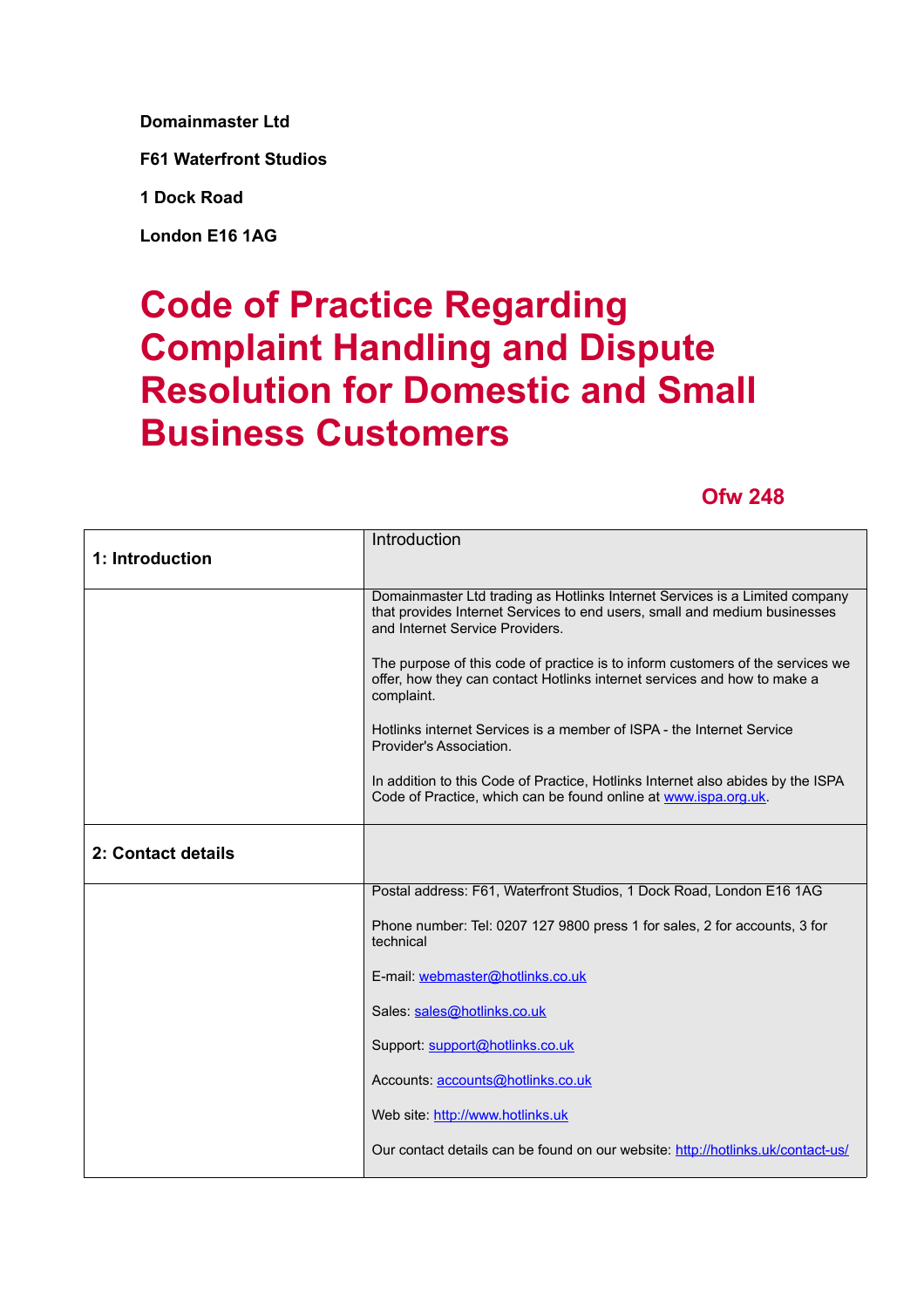**Domainmaster Ltd**

**F61 Waterfront Studios**

**1 Dock Road**

**London E16 1AG**

# Code of Practice Regarding Complaint Handling and Dispute Resolution for Domestic and Small Business Customers

**Ofw 248**

| **1: Introduction** | Introduction |
|---|---|
| | Domainmaster Ltd trading as Hotlinks Internet Services is a Limited company that provides Internet Services to end users, small and medium businesses and Internet Service Providers.<br><br>The purpose of this code of practice is to inform customers of the services we offer, how they can contact Hotlinks internet services and how to make a complaint.<br><br>Hotlinks internet Services is a member of ISPA - the Internet Service Provider's Association.<br><br>In addition to this Code of Practice, Hotlinks Internet also abides by the ISPA Code of Practice, which can be found online at www.ispa.org.uk. |
| **2: Contact details** | |
| | Postal address: F61, Waterfront Studios, 1 Dock Road, London E16 1AG<br><br>Phone number: Tel: 0207 127 9800 press 1 for sales, 2 for accounts, 3 for technical<br><br>E-mail: webmaster@hotlinks.co.uk<br><br>Sales: sales@hotlinks.co.uk<br><br>Support: support@hotlinks.co.uk<br><br>Accounts: accounts@hotlinks.co.uk<br><br>Web site: http://www.hotlinks.uk<br><br>Our contact details can be found on our website: http://hotlinks.uk/contact-us/ |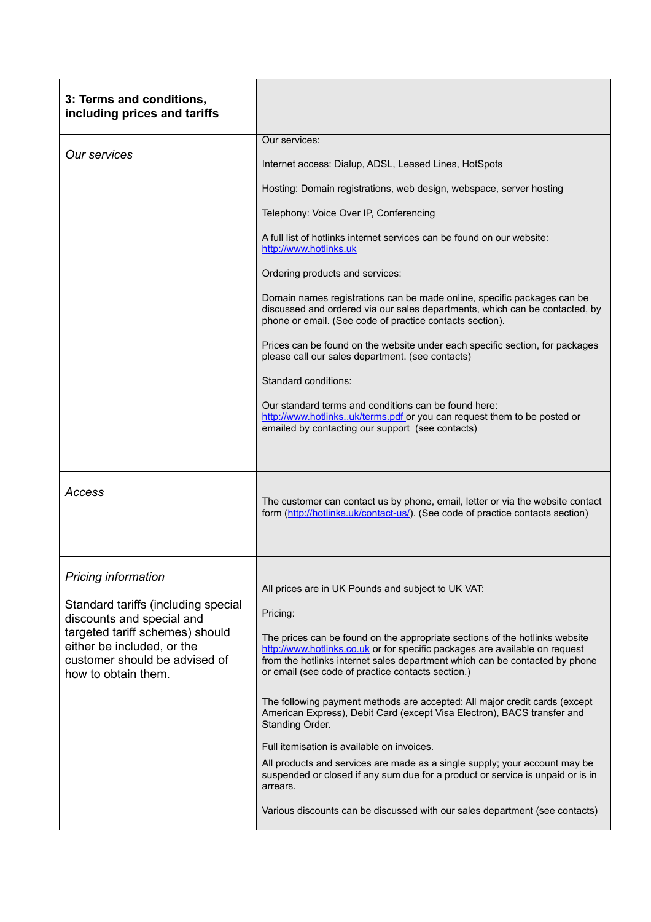| 3: Terms and conditions, including prices and tariffs | |
|---|---|
| *Our services* | Our services:<br><br>Internet access: Dialup, ADSL, Leased Lines, HotSpots<br><br>Hosting: Domain registrations, web design, webspace, server hosting<br><br>Telephony: Voice Over IP, Conferencing<br><br>A full list of hotlinks internet services can be found on our website: http://www.hotlinks.uk<br><br>Ordering products and services:<br><br>Domain names registrations can be made online, specific packages can be discussed and ordered via our sales departments, which can be contacted, by phone or email. (See code of practice contacts section).<br><br>Prices can be found on the website under each specific section, for packages please call our sales department. (see contacts)<br><br>Standard conditions:<br><br>Our standard terms and conditions can be found here: http://www.hotlinks..uk/terms.pdf or you can request them to be posted or emailed by contacting our support (see contacts) |
| *Access* | The customer can contact us by phone, email, letter or via the website contact form (http://hotlinks.uk/contact-us/). (See code of practice contacts section) |
| *Pricing information*<br><br>Standard tariffs (including special discounts and special and targeted tariff schemes) should either be included, or the customer should be advised of how to obtain them. | All prices are in UK Pounds and subject to UK VAT:<br><br>Pricing:<br><br>The prices can be found on the appropriate sections of the hotlinks website http://www.hotlinks.co.uk or for specific packages are available on request from the hotlinks internet sales department which can be contacted by phone or email (see code of practice contacts section.)<br><br>The following payment methods are accepted: All major credit cards (except American Express), Debit Card (except Visa Electron), BACS transfer and Standing Order.<br><br>Full itemisation is available on invoices.<br><br>All products and services are made as a single supply; your account may be suspended or closed if any sum due for a product or service is unpaid or is in arrears.<br><br>Various discounts can be discussed with our sales department (see contacts) |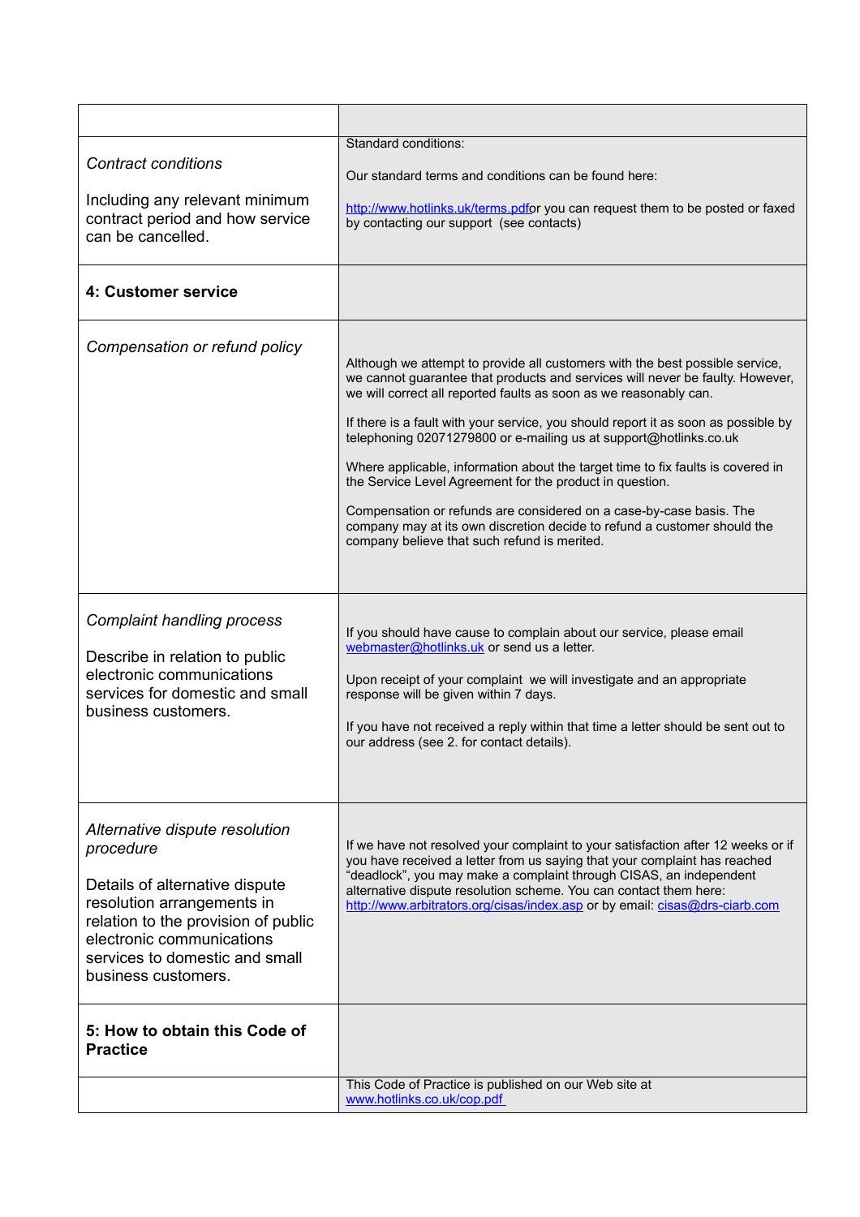| | |
|---|---|
| *Contract conditions*<br><br>Including any relevant minimum contract period and how service can be cancelled. | Standard conditions:<br><br>Our standard terms and conditions can be found here:<br><br>http://www.hotlinks.uk/terms.pdfor you can request them to be posted or faxed by contacting our support (see contacts) |
| **4: Customer service** | |
| *Compensation or refund policy* | Although we attempt to provide all customers with the best possible service, we cannot guarantee that products and services will never be faulty. However, we will correct all reported faults as soon as we reasonably can.<br><br>If there is a fault with your service, you should report it as soon as possible by telephoning 02071279800 or e-mailing us at support@hotlinks.co.uk<br><br>Where applicable, information about the target time to fix faults is covered in the Service Level Agreement for the product in question.<br><br>Compensation or refunds are considered on a case-by-case basis. The company may at its own discretion decide to refund a customer should the company believe that such refund is merited. |
| *Complaint handling process*<br><br>Describe in relation to public electronic communications services for domestic and small business customers. | If you should have cause to complain about our service, please email webmaster@hotlinks.uk or send us a letter.<br><br>Upon receipt of your complaint we will investigate and an appropriate response will be given within 7 days.<br><br>If you have not received a reply within that time a letter should be sent out to our address (see 2. for contact details). |
| *Alternative dispute resolution procedure*<br><br>Details of alternative dispute resolution arrangements in relation to the provision of public electronic communications services to domestic and small business customers. | If we have not resolved your complaint to your satisfaction after 12 weeks or if you have received a letter from us saying that your complaint has reached "deadlock", you may make a complaint through CISAS, an independent alternative dispute resolution scheme. You can contact them here: http://www.arbitrators.org/cisas/index.asp or by email: cisas@drs-ciarb.com |
| **5: How to obtain this Code of Practice** | |
| | This Code of Practice is published on our Web site at www.hotlinks.co.uk/cop.pdf |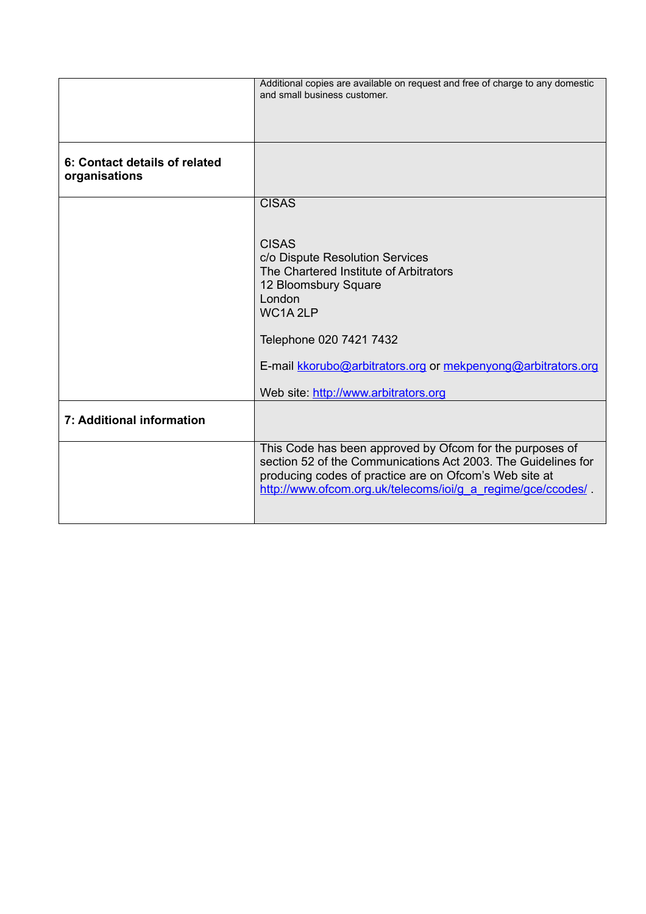| | |
|---|---|
| | Additional copies are available on request and free of charge to any domestic and small business customer. |
| **6: Contact details of related organisations** | |
| | CISAS<br><br>CISAS<br>c/o Dispute Resolution Services<br>The Chartered Institute of Arbitrators<br>12 Bloomsbury Square<br>London<br>WC1A 2LP<br><br>Telephone 020 7421 7432<br><br>E-mail kkorubo@arbitrators.org or mekpenyong@arbitrators.org<br><br>Web site: http://www.arbitrators.org |
| **7: Additional information** | |
| | This Code has been approved by Ofcom for the purposes of section 52 of the Communications Act 2003. The Guidelines for producing codes of practice are on Ofcom's Web site at http://www.ofcom.org.uk/telecoms/ioi/g_a_regime/gce/ccodes/ . |